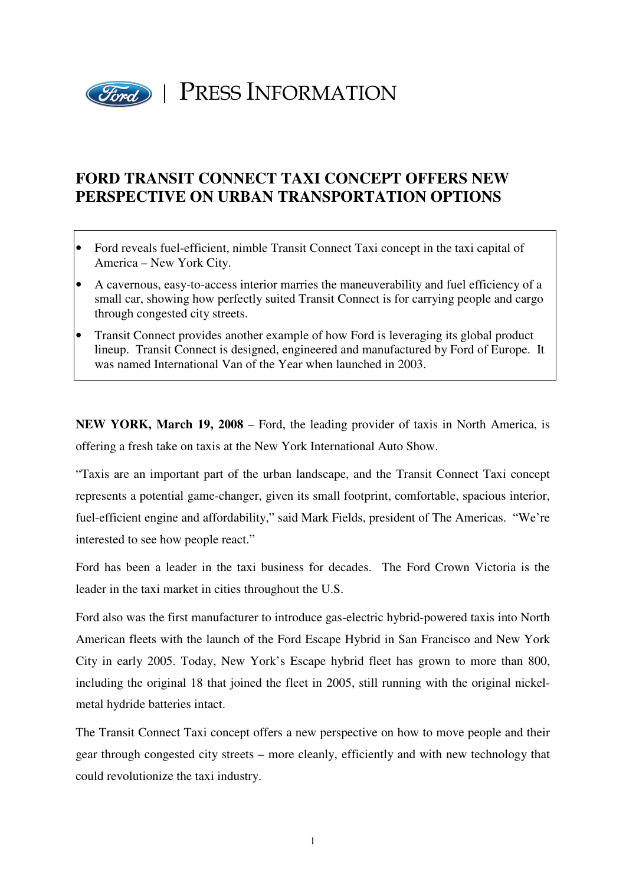PRESS INFORMATION

# FORD TRANSIT CONNECT TAXI CONCEPT OFFERS NEW PERSPECTIVE ON URBAN TRANSPORTATION OPTIONS

- Ford reveals fuel-efficient, nimble Transit Connect Taxi concept in the taxi capital of America – New York City.
- A cavernous, easy-to-access interior marries the maneuverability and fuel efficiency of a small car, showing how perfectly suited Transit Connect is for carrying people and cargo through congested city streets.
- Transit Connect provides another example of how Ford is leveraging its global product lineup. Transit Connect is designed, engineered and manufactured by Ford of Europe. It was named International Van of the Year when launched in 2003.

**NEW YORK, March 19, 2008** – Ford, the leading provider of taxis in North America, is offering a fresh take on taxis at the New York International Auto Show.

"Taxis are an important part of the urban landscape, and the Transit Connect Taxi concept represents a potential game-changer, given its small footprint, comfortable, spacious interior, fuel-efficient engine and affordability," said Mark Fields, president of The Americas. "We're interested to see how people react."

Ford has been a leader in the taxi business for decades. The Ford Crown Victoria is the leader in the taxi market in cities throughout the U.S.

Ford also was the first manufacturer to introduce gas-electric hybrid-powered taxis into North American fleets with the launch of the Ford Escape Hybrid in San Francisco and New York City in early 2005. Today, New York's Escape hybrid fleet has grown to more than 800, including the original 18 that joined the fleet in 2005, still running with the original nickel-metal hydride batteries intact.

The Transit Connect Taxi concept offers a new perspective on how to move people and their gear through congested city streets – more cleanly, efficiently and with new technology that could revolutionize the taxi industry.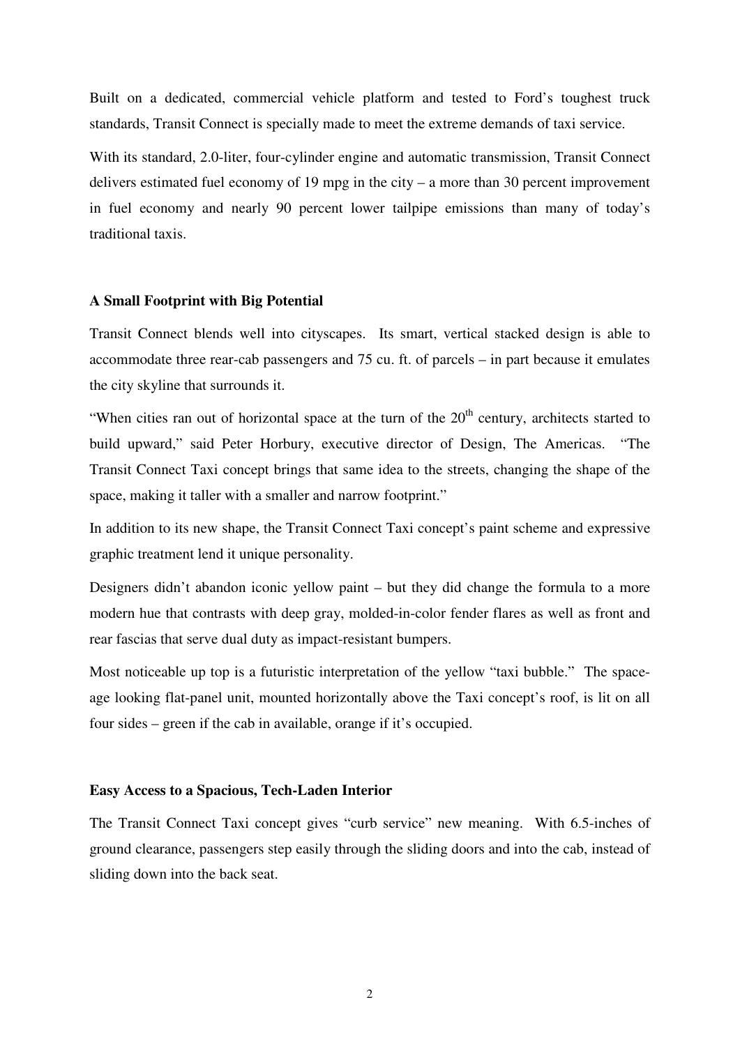Built on a dedicated, commercial vehicle platform and tested to Ford's toughest truck standards, Transit Connect is specially made to meet the extreme demands of taxi service.

With its standard, 2.0-liter, four-cylinder engine and automatic transmission, Transit Connect delivers estimated fuel economy of 19 mpg in the city – a more than 30 percent improvement in fuel economy and nearly 90 percent lower tailpipe emissions than many of today's traditional taxis.

**A Small Footprint with Big Potential**

Transit Connect blends well into cityscapes. Its smart, vertical stacked design is able to accommodate three rear-cab passengers and 75 cu. ft. of parcels – in part because it emulates the city skyline that surrounds it.

"When cities ran out of horizontal space at the turn of the 20th century, architects started to build upward," said Peter Horbury, executive director of Design, The Americas. "The Transit Connect Taxi concept brings that same idea to the streets, changing the shape of the space, making it taller with a smaller and narrow footprint."

In addition to its new shape, the Transit Connect Taxi concept's paint scheme and expressive graphic treatment lend it unique personality.

Designers didn't abandon iconic yellow paint – but they did change the formula to a more modern hue that contrasts with deep gray, molded-in-color fender flares as well as front and rear fascias that serve dual duty as impact-resistant bumpers.

Most noticeable up top is a futuristic interpretation of the yellow "taxi bubble." The space-age looking flat-panel unit, mounted horizontally above the Taxi concept's roof, is lit on all four sides – green if the cab in available, orange if it's occupied.

**Easy Access to a Spacious, Tech-Laden Interior**

The Transit Connect Taxi concept gives "curb service" new meaning. With 6.5-inches of ground clearance, passengers step easily through the sliding doors and into the cab, instead of sliding down into the back seat.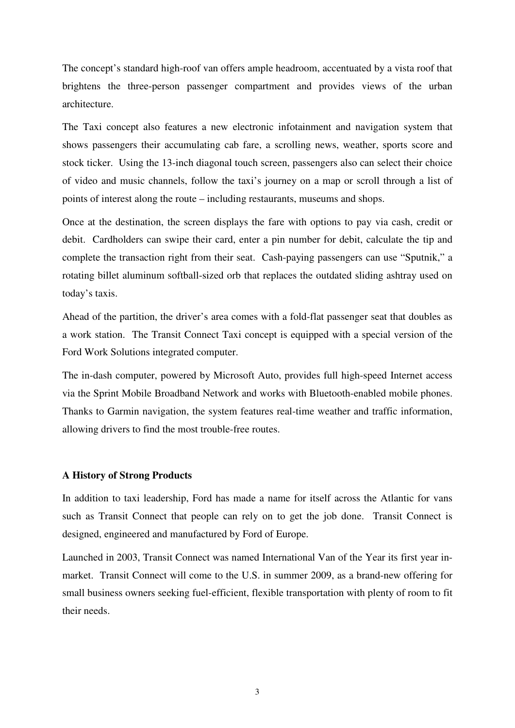The concept's standard high-roof van offers ample headroom, accentuated by a vista roof that brightens the three-person passenger compartment and provides views of the urban architecture.

The Taxi concept also features a new electronic infotainment and navigation system that shows passengers their accumulating cab fare, a scrolling news, weather, sports score and stock ticker. Using the 13-inch diagonal touch screen, passengers also can select their choice of video and music channels, follow the taxi's journey on a map or scroll through a list of points of interest along the route – including restaurants, museums and shops.

Once at the destination, the screen displays the fare with options to pay via cash, credit or debit. Cardholders can swipe their card, enter a pin number for debit, calculate the tip and complete the transaction right from their seat. Cash-paying passengers can use "Sputnik," a rotating billet aluminum softball-sized orb that replaces the outdated sliding ashtray used on today's taxis.

Ahead of the partition, the driver's area comes with a fold-flat passenger seat that doubles as a work station. The Transit Connect Taxi concept is equipped with a special version of the Ford Work Solutions integrated computer.

The in-dash computer, powered by Microsoft Auto, provides full high-speed Internet access via the Sprint Mobile Broadband Network and works with Bluetooth-enabled mobile phones. Thanks to Garmin navigation, the system features real-time weather and traffic information, allowing drivers to find the most trouble-free routes.

**A History of Strong Products**

In addition to taxi leadership, Ford has made a name for itself across the Atlantic for vans such as Transit Connect that people can rely on to get the job done. Transit Connect is designed, engineered and manufactured by Ford of Europe.

Launched in 2003, Transit Connect was named International Van of the Year its first year in-market. Transit Connect will come to the U.S. in summer 2009, as a brand-new offering for small business owners seeking fuel-efficient, flexible transportation with plenty of room to fit their needs.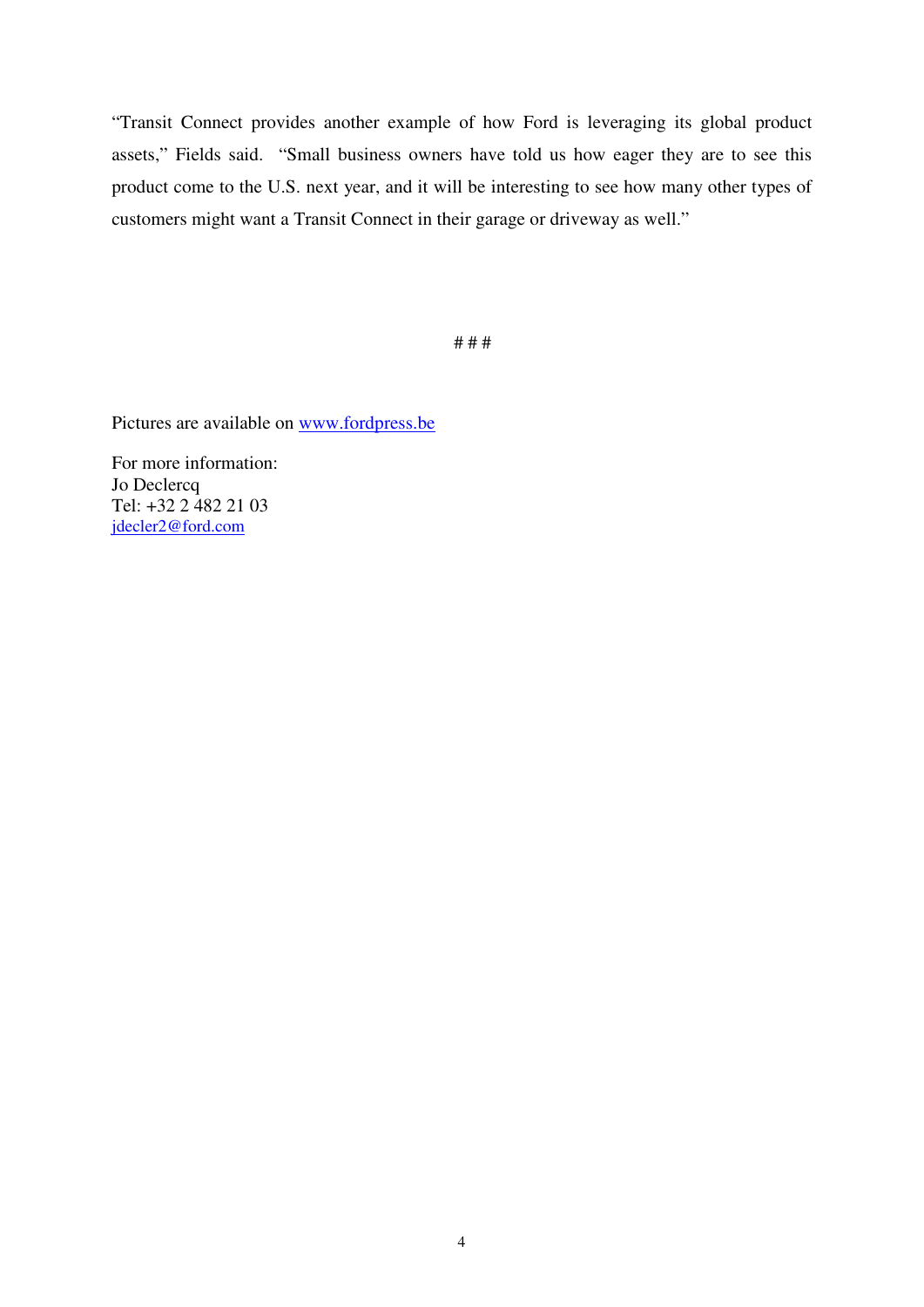"Transit Connect provides another example of how Ford is leveraging its global product assets," Fields said. "Small business owners have told us how eager they are to see this product come to the U.S. next year, and it will be interesting to see how many other types of customers might want a Transit Connect in their garage or driveway as well."

# # #

Pictures are available on [www.fordpress.be](http://www.fordpress.be)

For more information:
Jo Declercq
Tel: +32 2 482 21 03
[jdecler2@ford.com](mailto:jdecler2@ford.com)